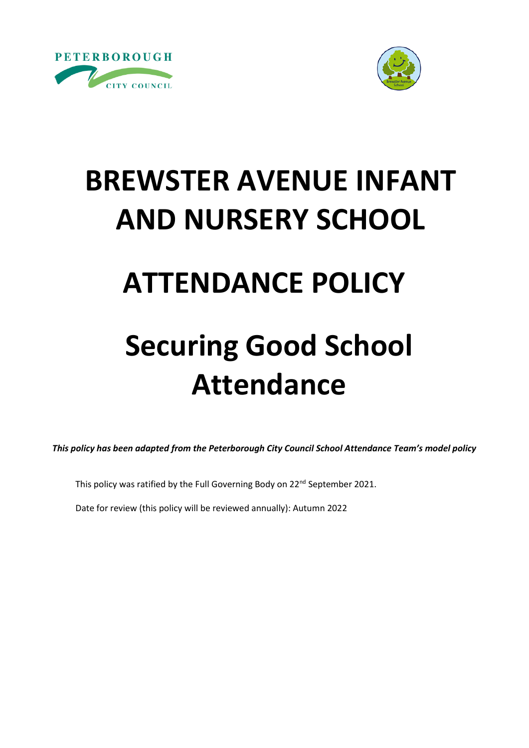# BREWSTER AVENUE INFANT AND NURSERY SCHOOL

# ATTENDANCE POLICY

# Securing Good School Attendance

***This policy has been adapted from the Peterborough City Council School Attendance Team's model policy***

This policy was ratified by the Full Governing Body on 22nd September 2021.

Date for review (this policy will be reviewed annually): Autumn 2022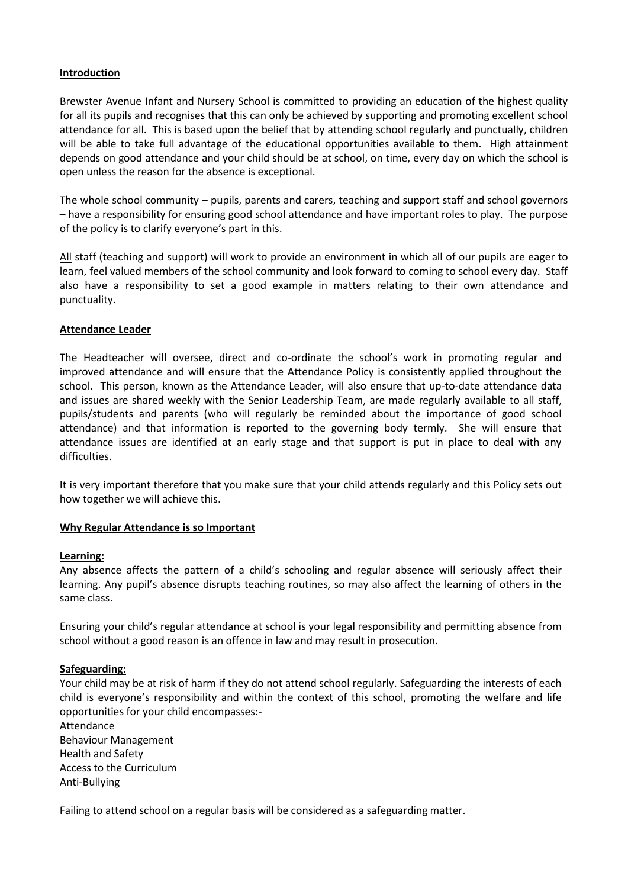## Introduction

Brewster Avenue Infant and Nursery School is committed to providing an education of the highest quality for all its pupils and recognises that this can only be achieved by supporting and promoting excellent school attendance for all. This is based upon the belief that by attending school regularly and punctually, children will be able to take full advantage of the educational opportunities available to them. High attainment depends on good attendance and your child should be at school, on time, every day on which the school is open unless the reason for the absence is exceptional.

The whole school community – pupils, parents and carers, teaching and support staff and school governors – have a responsibility for ensuring good school attendance and have important roles to play. The purpose of the policy is to clarify everyone's part in this.

All staff (teaching and support) will work to provide an environment in which all of our pupils are eager to learn, feel valued members of the school community and look forward to coming to school every day. Staff also have a responsibility to set a good example in matters relating to their own attendance and punctuality.

## Attendance Leader

The Headteacher will oversee, direct and co-ordinate the school's work in promoting regular and improved attendance and will ensure that the Attendance Policy is consistently applied throughout the school. This person, known as the Attendance Leader, will also ensure that up-to-date attendance data and issues are shared weekly with the Senior Leadership Team, are made regularly available to all staff, pupils/students and parents (who will regularly be reminded about the importance of good school attendance) and that information is reported to the governing body termly. She will ensure that attendance issues are identified at an early stage and that support is put in place to deal with any difficulties.

It is very important therefore that you make sure that your child attends regularly and this Policy sets out how together we will achieve this.

## Why Regular Attendance is so Important

### Learning:

Any absence affects the pattern of a child's schooling and regular absence will seriously affect their learning. Any pupil's absence disrupts teaching routines, so may also affect the learning of others in the same class.

Ensuring your child's regular attendance at school is your legal responsibility and permitting absence from school without a good reason is an offence in law and may result in prosecution.

### Safeguarding:

Your child may be at risk of harm if they do not attend school regularly. Safeguarding the interests of each child is everyone's responsibility and within the context of this school, promoting the welfare and life opportunities for your child encompasses:-

Attendance  
Behaviour Management  
Health and Safety  
Access to the Curriculum  
Anti-Bullying

Failing to attend school on a regular basis will be considered as a safeguarding matter.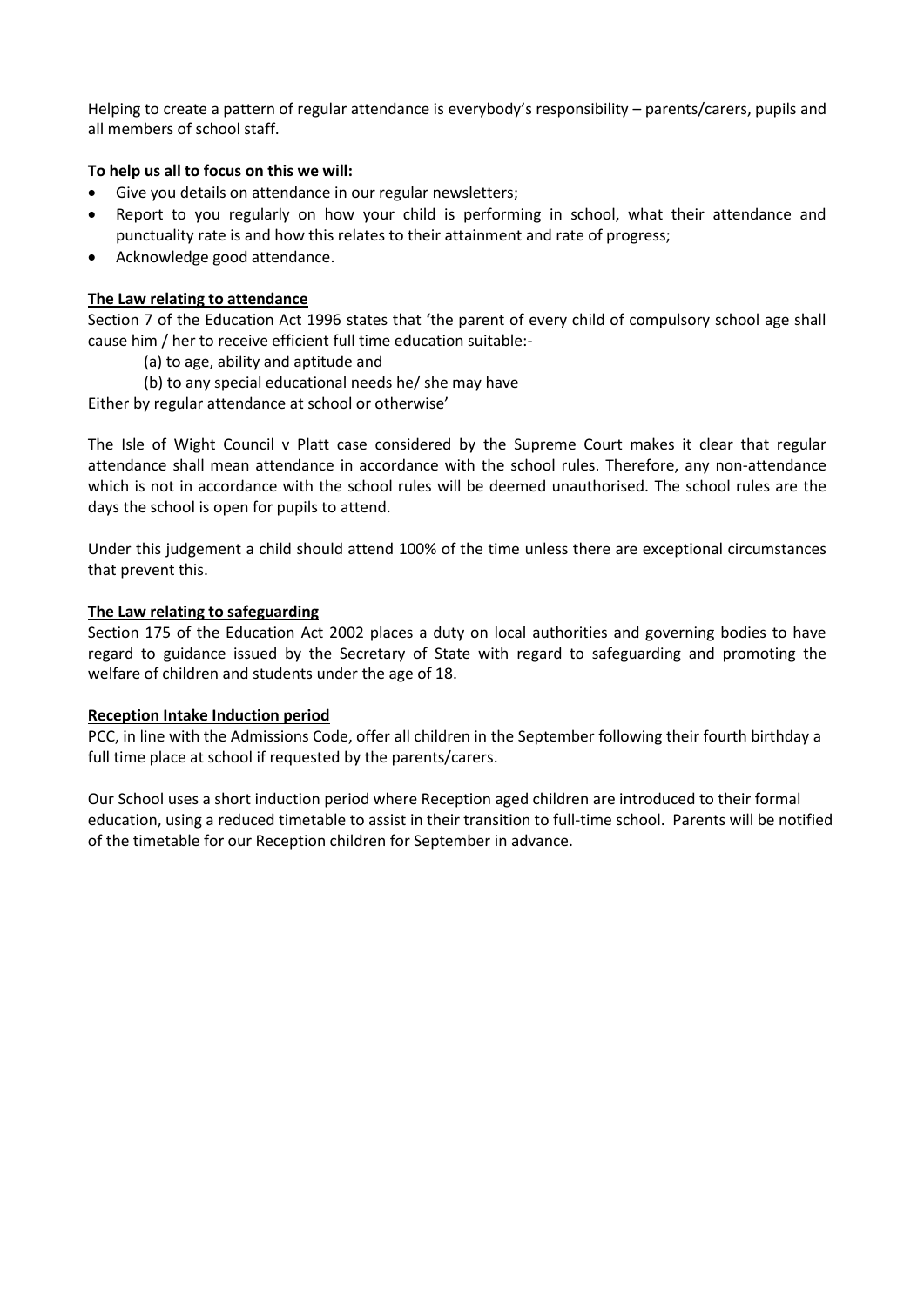Helping to create a pattern of regular attendance is everybody's responsibility – parents/carers, pupils and all members of school staff.

**To help us all to focus on this we will:**

- Give you details on attendance in our regular newsletters;
- Report to you regularly on how your child is performing in school, what their attendance and punctuality rate is and how this relates to their attainment and rate of progress;
- Acknowledge good attendance.

**The Law relating to attendance**

Section 7 of the Education Act 1996 states that 'the parent of every child of compulsory school age shall cause him / her to receive efficient full time education suitable:-

(a) to age, ability and aptitude and

(b) to any special educational needs he/ she may have

Either by regular attendance at school or otherwise'

The Isle of Wight Council v Platt case considered by the Supreme Court makes it clear that regular attendance shall mean attendance in accordance with the school rules. Therefore, any non-attendance which is not in accordance with the school rules will be deemed unauthorised. The school rules are the days the school is open for pupils to attend.

Under this judgement a child should attend 100% of the time unless there are exceptional circumstances that prevent this.

**The Law relating to safeguarding**

Section 175 of the Education Act 2002 places a duty on local authorities and governing bodies to have regard to guidance issued by the Secretary of State with regard to safeguarding and promoting the welfare of children and students under the age of 18.

**Reception Intake Induction period**

PCC, in line with the Admissions Code, offer all children in the September following their fourth birthday a full time place at school if requested by the parents/carers.

Our School uses a short induction period where Reception aged children are introduced to their formal education, using a reduced timetable to assist in their transition to full-time school. Parents will be notified of the timetable for our Reception children for September in advance.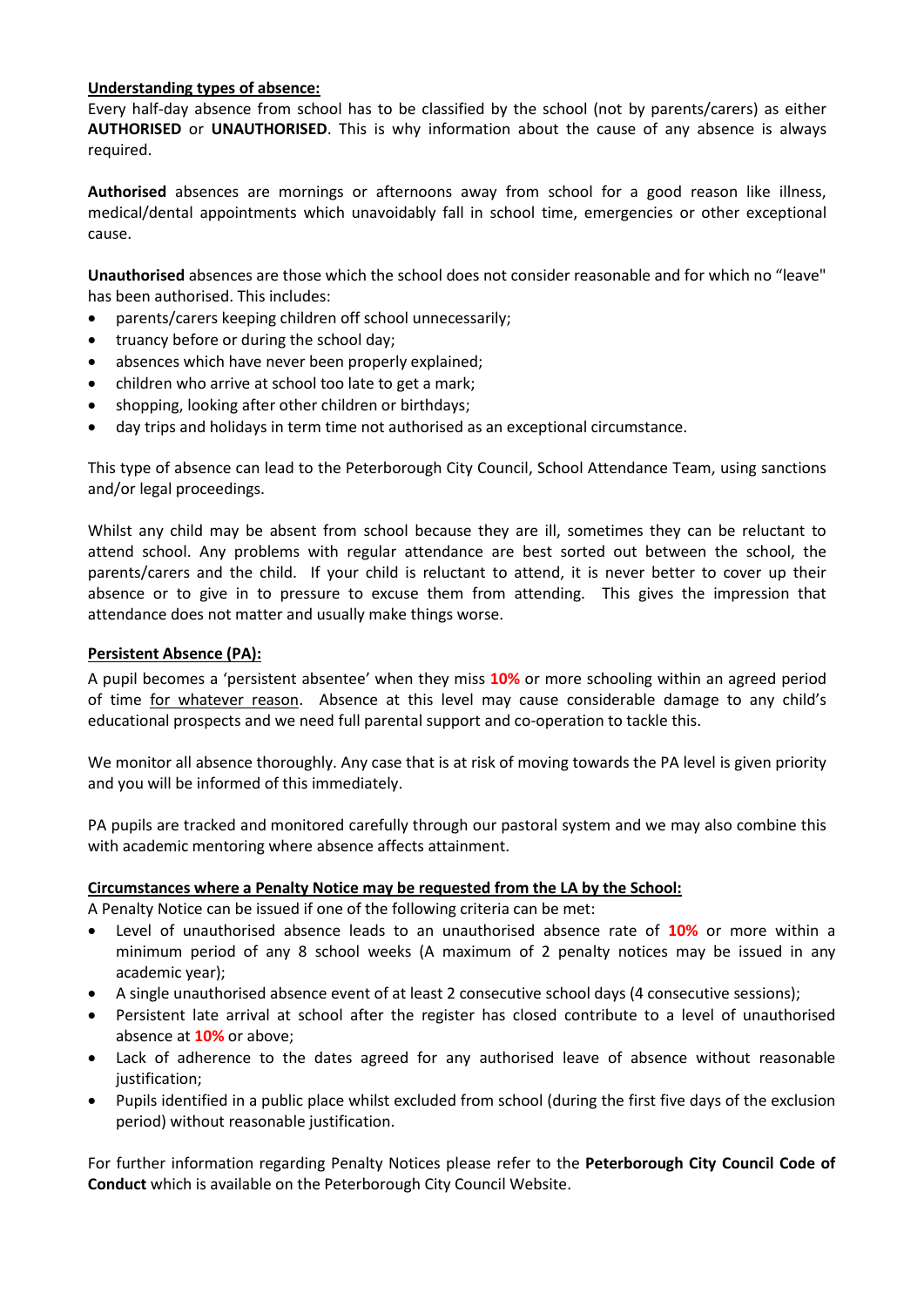**Understanding types of absence:**

Every half-day absence from school has to be classified by the school (not by parents/carers) as either **AUTHORISED** or **UNAUTHORISED**. This is why information about the cause of any absence is always required.

**Authorised** absences are mornings or afternoons away from school for a good reason like illness, medical/dental appointments which unavoidably fall in school time, emergencies or other exceptional cause.

**Unauthorised** absences are those which the school does not consider reasonable and for which no "leave" has been authorised. This includes:

- parents/carers keeping children off school unnecessarily;
- truancy before or during the school day;
- absences which have never been properly explained;
- children who arrive at school too late to get a mark;
- shopping, looking after other children or birthdays;
- day trips and holidays in term time not authorised as an exceptional circumstance.

This type of absence can lead to the Peterborough City Council, School Attendance Team, using sanctions and/or legal proceedings.

Whilst any child may be absent from school because they are ill, sometimes they can be reluctant to attend school. Any problems with regular attendance are best sorted out between the school, the parents/carers and the child. If your child is reluctant to attend, it is never better to cover up their absence or to give in to pressure to excuse them from attending. This gives the impression that attendance does not matter and usually make things worse.

**Persistent Absence (PA):**

A pupil becomes a 'persistent absentee' when they miss **10%** or more schooling within an agreed period of time for whatever reason. Absence at this level may cause considerable damage to any child's educational prospects and we need full parental support and co-operation to tackle this.

We monitor all absence thoroughly. Any case that is at risk of moving towards the PA level is given priority and you will be informed of this immediately.

PA pupils are tracked and monitored carefully through our pastoral system and we may also combine this with academic mentoring where absence affects attainment.

**Circumstances where a Penalty Notice may be requested from the LA by the School:**

A Penalty Notice can be issued if one of the following criteria can be met:

- Level of unauthorised absence leads to an unauthorised absence rate of **10%** or more within a minimum period of any 8 school weeks (A maximum of 2 penalty notices may be issued in any academic year);
- A single unauthorised absence event of at least 2 consecutive school days (4 consecutive sessions);
- Persistent late arrival at school after the register has closed contribute to a level of unauthorised absence at **10%** or above;
- Lack of adherence to the dates agreed for any authorised leave of absence without reasonable justification;
- Pupils identified in a public place whilst excluded from school (during the first five days of the exclusion period) without reasonable justification.

For further information regarding Penalty Notices please refer to the **Peterborough City Council Code of Conduct** which is available on the Peterborough City Council Website.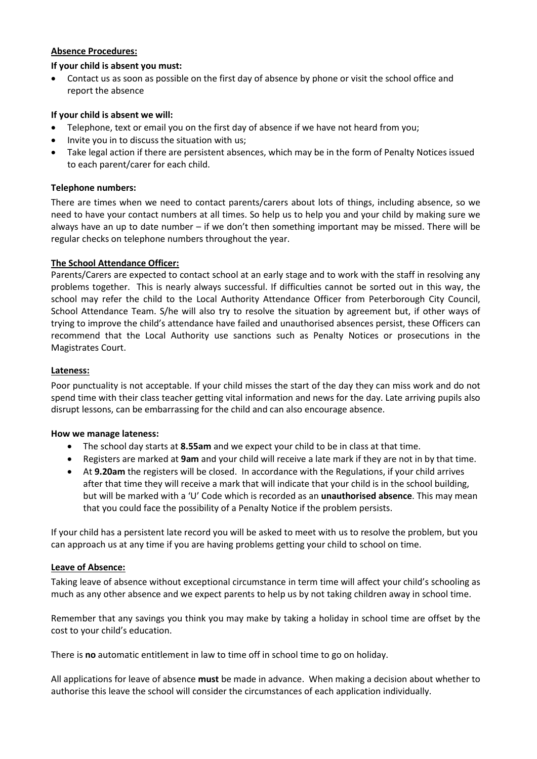## Absence Procedures:

**If your child is absent you must:**

- Contact us as soon as possible on the first day of absence by phone or visit the school office and report the absence

**If your child is absent we will:**

- Telephone, text or email you on the first day of absence if we have not heard from you;
- Invite you in to discuss the situation with us;
- Take legal action if there are persistent absences, which may be in the form of Penalty Notices issued to each parent/carer for each child.

**Telephone numbers:**

There are times when we need to contact parents/carers about lots of things, including absence, so we need to have your contact numbers at all times. So help us to help you and your child by making sure we always have an up to date number – if we don't then something important may be missed. There will be regular checks on telephone numbers throughout the year.

## The School Attendance Officer:

Parents/Carers are expected to contact school at an early stage and to work with the staff in resolving any problems together. This is nearly always successful. If difficulties cannot be sorted out in this way, the school may refer the child to the Local Authority Attendance Officer from Peterborough City Council, School Attendance Team. S/he will also try to resolve the situation by agreement but, if other ways of trying to improve the child's attendance have failed and unauthorised absences persist, these Officers can recommend that the Local Authority use sanctions such as Penalty Notices or prosecutions in the Magistrates Court.

## Lateness:

Poor punctuality is not acceptable. If your child misses the start of the day they can miss work and do not spend time with their class teacher getting vital information and news for the day. Late arriving pupils also disrupt lessons, can be embarrassing for the child and can also encourage absence.

**How we manage lateness:**

- The school day starts at **8.55am** and we expect your child to be in class at that time.
- Registers are marked at **9am** and your child will receive a late mark if they are not in by that time.
- At **9.20am** the registers will be closed. In accordance with the Regulations, if your child arrives after that time they will receive a mark that will indicate that your child is in the school building, but will be marked with a 'U' Code which is recorded as an **unauthorised absence**. This may mean that you could face the possibility of a Penalty Notice if the problem persists.

If your child has a persistent late record you will be asked to meet with us to resolve the problem, but you can approach us at any time if you are having problems getting your child to school on time.

## Leave of Absence:

Taking leave of absence without exceptional circumstance in term time will affect your child's schooling as much as any other absence and we expect parents to help us by not taking children away in school time.

Remember that any savings you think you may make by taking a holiday in school time are offset by the cost to your child's education.

There is **no** automatic entitlement in law to time off in school time to go on holiday.

All applications for leave of absence **must** be made in advance. When making a decision about whether to authorise this leave the school will consider the circumstances of each application individually.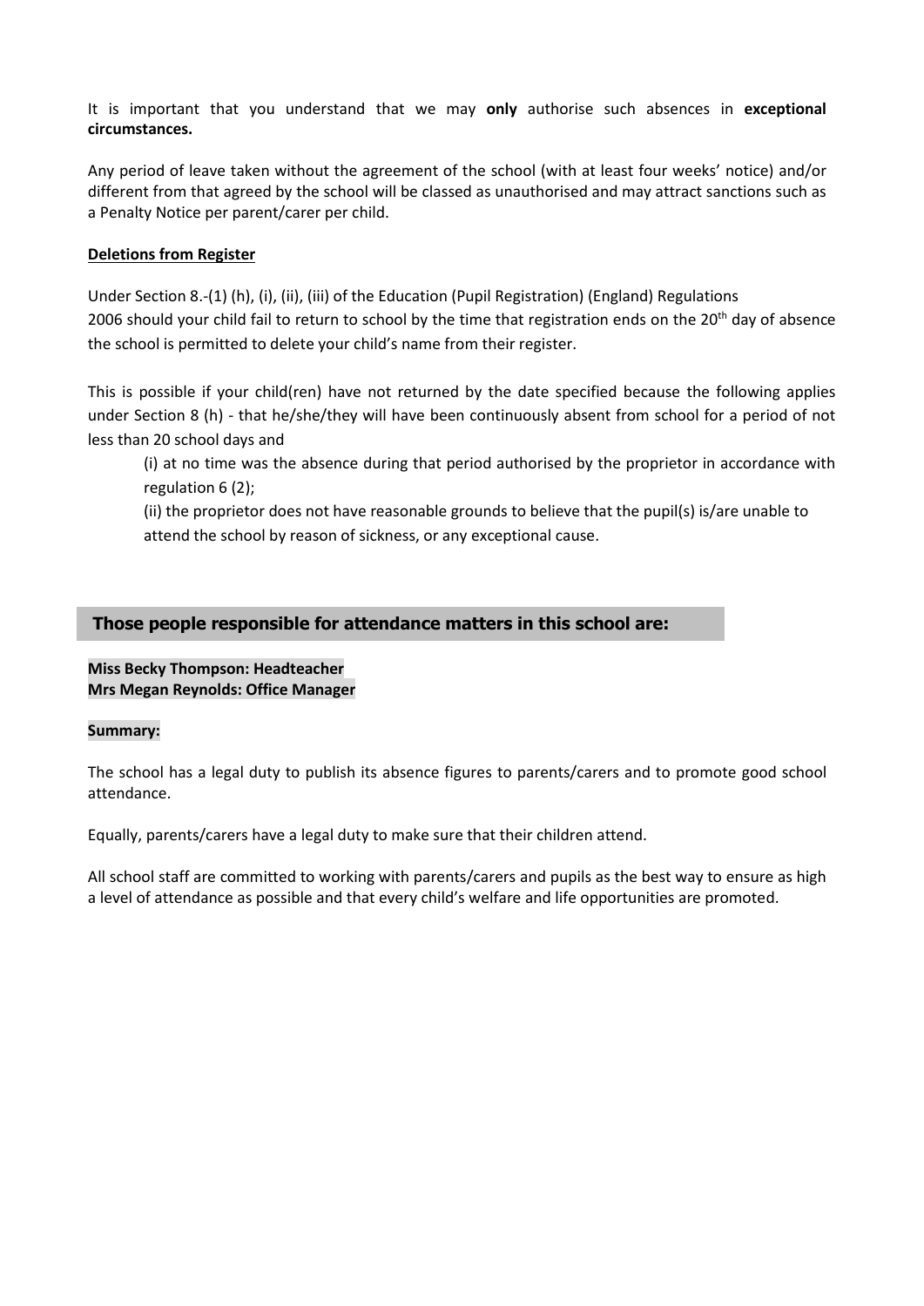It is important that you understand that we may **only** authorise such absences in **exceptional circumstances.**

Any period of leave taken without the agreement of the school (with at least four weeks' notice) and/or different from that agreed by the school will be classed as unauthorised and may attract sanctions such as a Penalty Notice per parent/carer per child.

**Deletions from Register**

Under Section 8.-(1) (h), (i), (ii), (iii) of the Education (Pupil Registration) (England) Regulations 2006 should your child fail to return to school by the time that registration ends on the 20th day of absence the school is permitted to delete your child's name from their register.

This is possible if your child(ren) have not returned by the date specified because the following applies under Section 8 (h) - that he/she/they will have been continuously absent from school for a period of not less than 20 school days and

(i) at no time was the absence during that period authorised by the proprietor in accordance with regulation 6 (2);

(ii) the proprietor does not have reasonable grounds to believe that the pupil(s) is/are unable to attend the school by reason of sickness, or any exceptional cause.

## Those people responsible for attendance matters in this school are:

**Miss Becky Thompson: Headteacher**
**Mrs Megan Reynolds: Office Manager**

**Summary:**

The school has a legal duty to publish its absence figures to parents/carers and to promote good school attendance.

Equally, parents/carers have a legal duty to make sure that their children attend.

All school staff are committed to working with parents/carers and pupils as the best way to ensure as high a level of attendance as possible and that every child's welfare and life opportunities are promoted.